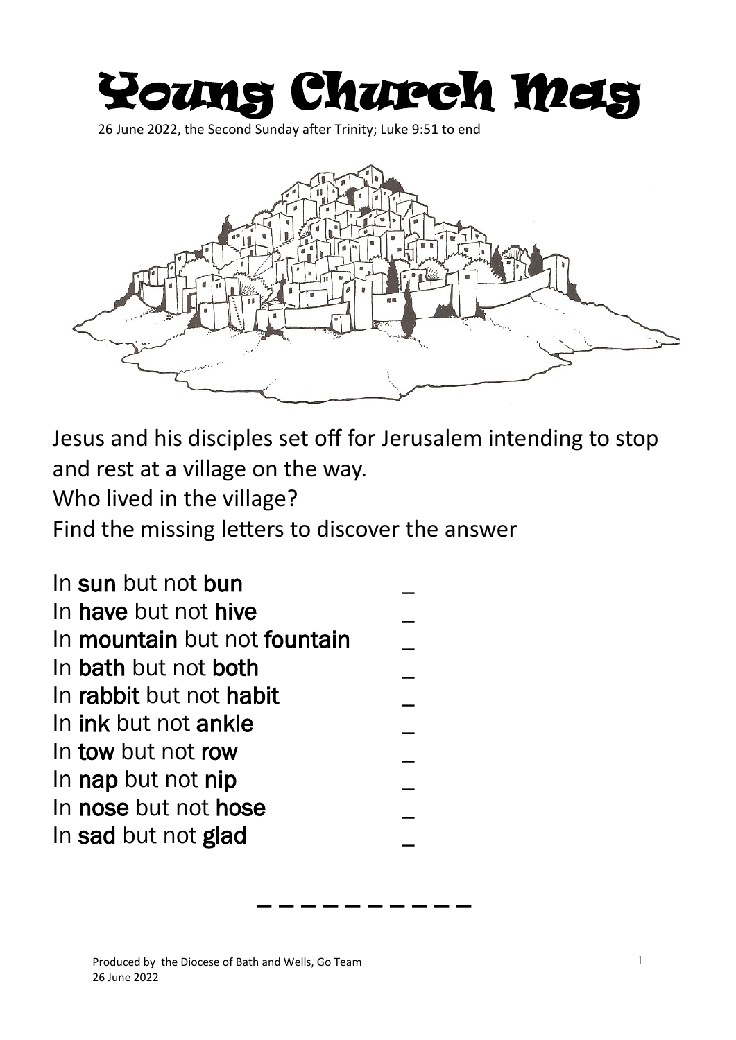# Young Church Mag

26 June 2022, the Second Sunday after Trinity; Luke 9:51 to end

Jesus and his disciples set off for Jerusalem intending to stop and rest at a village on the way.
Who lived in the village?
Find the missing letters to discover the answer

In **sun** but not **bun** _
In **have** but not **hive** _
In **mountain** but not **fountain** _
In **bath** but not **both** _
In **rabbit** but not **habit** _
In **ink** but not **ankle** _
In **tow** but not **row** _
In **nap** but not **nip** _
In **nose** but not **hose** _
In **sad** but not **glad** _

_ _ _ _ _ _ _ _ _ _

Produced by the Diocese of Bath and Wells, Go Team
26 June 2022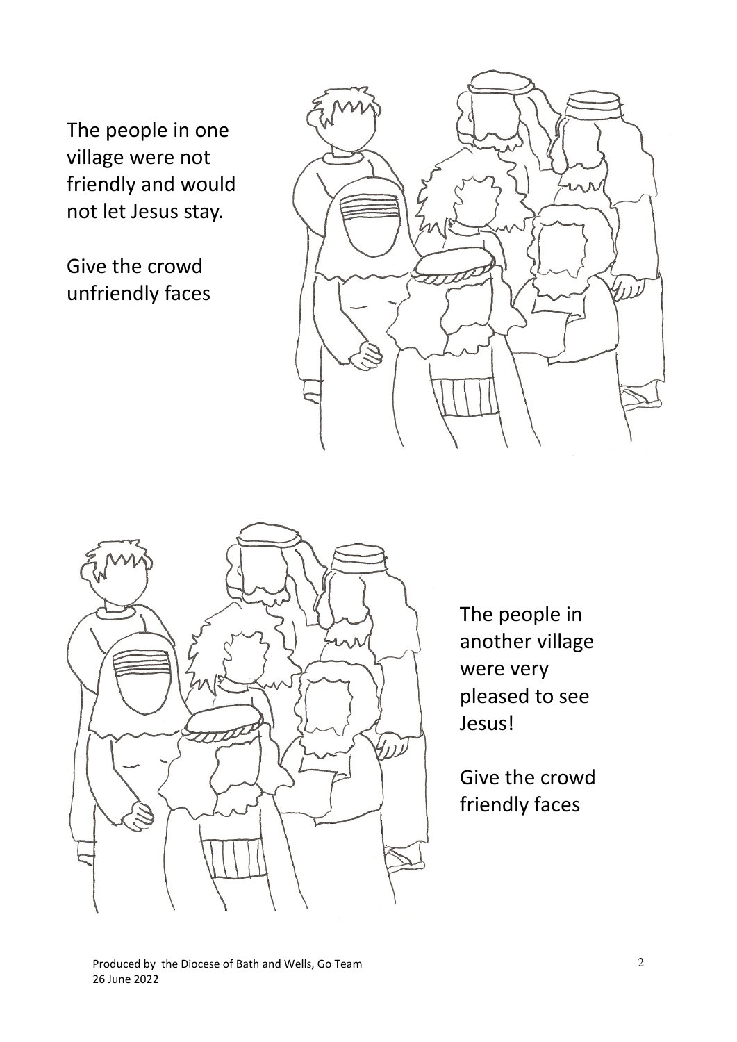The people in one village were not friendly and would not let Jesus stay.

Give the crowd unfriendly faces

The people in another village were very pleased to see Jesus!

Give the crowd friendly faces

Produced by the Diocese of Bath and Wells, Go Team
26 June 2022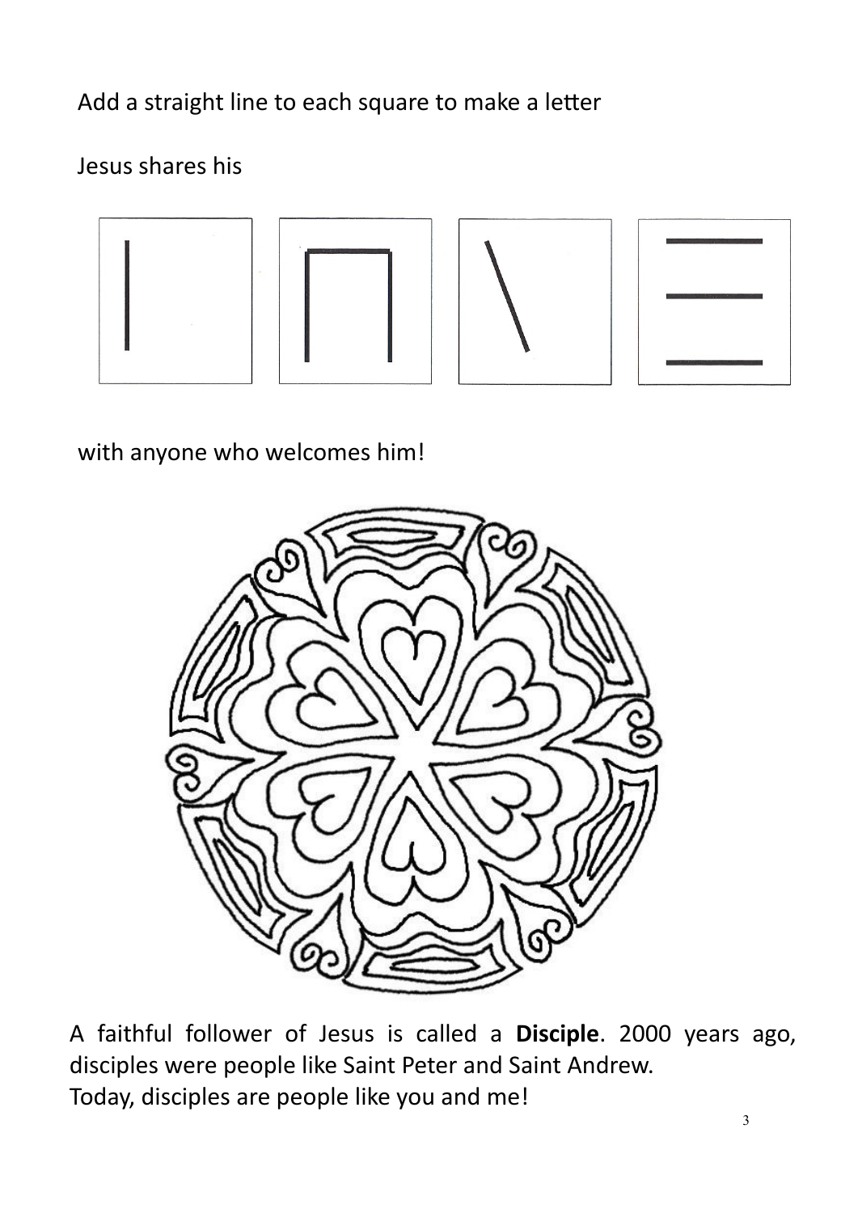Add a straight line to each square to make a letter

Jesus shares his

with anyone who welcomes him!

A faithful follower of Jesus is called a **Disciple**. 2000 years ago, disciples were people like Saint Peter and Saint Andrew.
Today, disciples are people like you and me!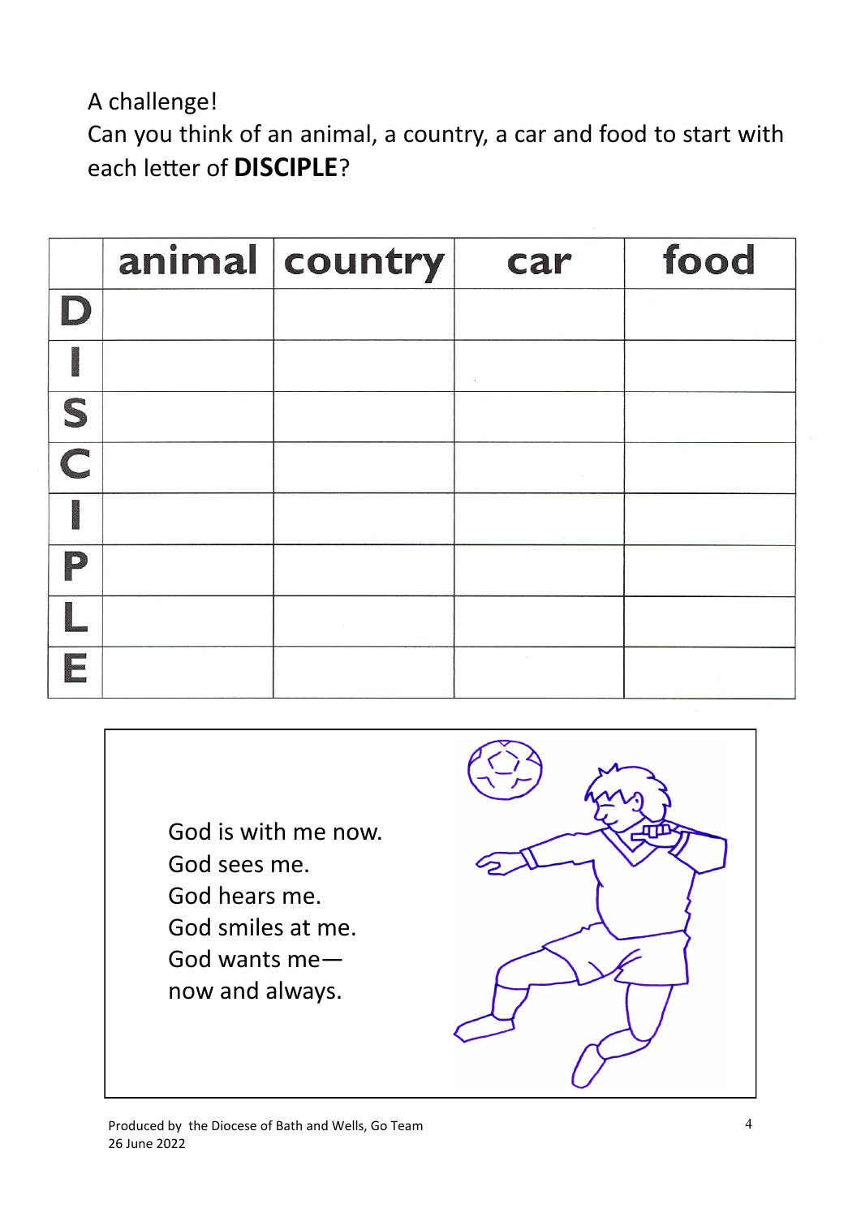A challenge!
Can you think of an animal, a country, a car and food to start with each letter of **DISCIPLE**?

| | animal | country | car | food |
|---|---|---|---|---|
| D | | | | |
| I | | | | |
| S | | | | |
| C | | | | |
| I | | | | |
| P | | | | |
| L | | | | |
| E | | | | |

God is with me now.
God sees me.
God hears me.
God smiles at me.
God wants me—
now and always.

Produced by the Diocese of Bath and Wells, Go Team
26 June 2022